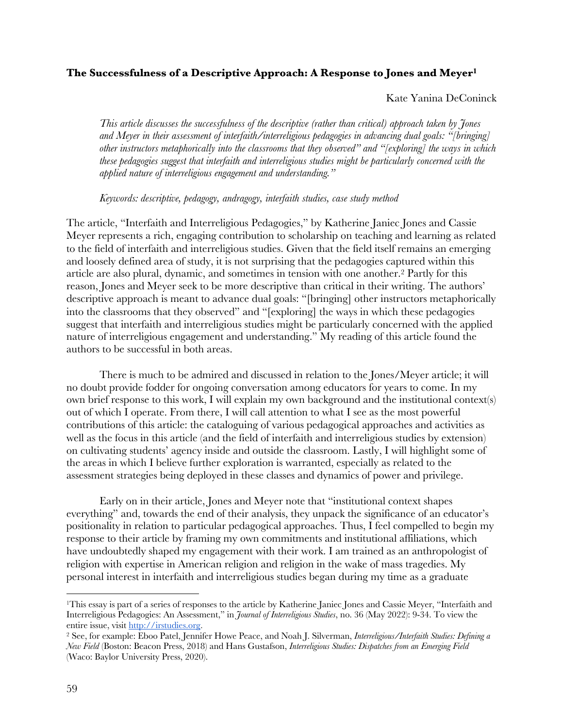### The Successfulness of a Descriptive Approach: A Response to Jones and Meyer[1]

Kate Yanina DeConinck

*This article discusses the successfulness of the descriptive (rather than critical) approach taken by Jones and Meyer in their assessment of interfaith/interreligious pedagogies in advancing dual goals: "[bringing] other instructors metaphorically into the classrooms that they observed" and "[exploring] the ways in which these pedagogies suggest that interfaith and interreligious studies might be particularly concerned with the applied nature of interreligious engagement and understanding."*

*Keywords: descriptive, pedagogy, andragogy, interfaith studies, case study method*

The article, "Interfaith and Interreligious Pedagogies," by Katherine Janiec Jones and Cassie Meyer represents a rich, engaging contribution to scholarship on teaching and learning as related to the field of interfaith and interreligious studies. Given that the field itself remains an emerging and loosely defined area of study, it is not surprising that the pedagogies captured within this article are also plural, dynamic, and sometimes in tension with one another.[2] Partly for this reason, Jones and Meyer seek to be more descriptive than critical in their writing. The authors' descriptive approach is meant to advance dual goals: "[bringing] other instructors metaphorically into the classrooms that they observed" and "[exploring] the ways in which these pedagogies suggest that interfaith and interreligious studies might be particularly concerned with the applied nature of interreligious engagement and understanding." My reading of this article found the authors to be successful in both areas.

There is much to be admired and discussed in relation to the Jones/Meyer article; it will no doubt provide fodder for ongoing conversation among educators for years to come. In my own brief response to this work, I will explain my own background and the institutional context(s) out of which I operate. From there, I will call attention to what I see as the most powerful contributions of this article: the cataloguing of various pedagogical approaches and activities as well as the focus in this article (and the field of interfaith and interreligious studies by extension) on cultivating students' agency inside and outside the classroom. Lastly, I will highlight some of the areas in which I believe further exploration is warranted, especially as related to the assessment strategies being deployed in these classes and dynamics of power and privilege.

Early on in their article, Jones and Meyer note that "institutional context shapes everything" and, towards the end of their analysis, they unpack the significance of an educator's positionality in relation to particular pedagogical approaches. Thus, I feel compelled to begin my response to their article by framing my own commitments and institutional affiliations, which have undoubtedly shaped my engagement with their work. I am trained as an anthropologist of religion with expertise in American religion and religion in the wake of mass tragedies. My personal interest in interfaith and interreligious studies began during my time as a graduate

---

[1] This essay is part of a series of responses to the article by Katherine Janiec Jones and Cassie Meyer, "Interfaith and Interreligious Pedagogies: An Assessment," in *Journal of Interreligious Studies*, no. 36 (May 2022): 9-34. To view the entire issue, visit http://irstudies.org.

[2] See, for example: Eboo Patel, Jennifer Howe Peace, and Noah J. Silverman, *Interreligious/Interfaith Studies: Defining a New Field* (Boston: Beacon Press, 2018) and Hans Gustafson, *Interreligious Studies: Dispatches from an Emerging Field* (Waco: Baylor University Press, 2020).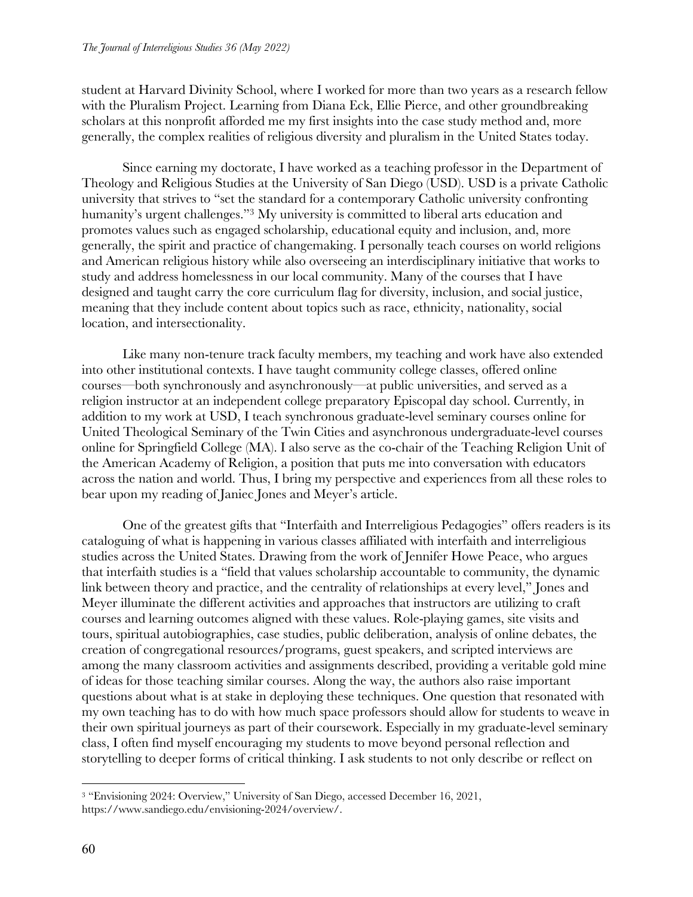student at Harvard Divinity School, where I worked for more than two years as a research fellow with the Pluralism Project. Learning from Diana Eck, Ellie Pierce, and other groundbreaking scholars at this nonprofit afforded me my first insights into the case study method and, more generally, the complex realities of religious diversity and pluralism in the United States today.

Since earning my doctorate, I have worked as a teaching professor in the Department of Theology and Religious Studies at the University of San Diego (USD). USD is a private Catholic university that strives to "set the standard for a contemporary Catholic university confronting humanity's urgent challenges."[3] My university is committed to liberal arts education and promotes values such as engaged scholarship, educational equity and inclusion, and, more generally, the spirit and practice of changemaking. I personally teach courses on world religions and American religious history while also overseeing an interdisciplinary initiative that works to study and address homelessness in our local community. Many of the courses that I have designed and taught carry the core curriculum flag for diversity, inclusion, and social justice, meaning that they include content about topics such as race, ethnicity, nationality, social location, and intersectionality.

Like many non-tenure track faculty members, my teaching and work have also extended into other institutional contexts. I have taught community college classes, offered online courses—both synchronously and asynchronously—at public universities, and served as a religion instructor at an independent college preparatory Episcopal day school. Currently, in addition to my work at USD, I teach synchronous graduate-level seminary courses online for United Theological Seminary of the Twin Cities and asynchronous undergraduate-level courses online for Springfield College (MA). I also serve as the co-chair of the Teaching Religion Unit of the American Academy of Religion, a position that puts me into conversation with educators across the nation and world. Thus, I bring my perspective and experiences from all these roles to bear upon my reading of Janiec Jones and Meyer's article.

One of the greatest gifts that "Interfaith and Interreligious Pedagogies" offers readers is its cataloguing of what is happening in various classes affiliated with interfaith and interreligious studies across the United States. Drawing from the work of Jennifer Howe Peace, who argues that interfaith studies is a "field that values scholarship accountable to community, the dynamic link between theory and practice, and the centrality of relationships at every level," Jones and Meyer illuminate the different activities and approaches that instructors are utilizing to craft courses and learning outcomes aligned with these values. Role-playing games, site visits and tours, spiritual autobiographies, case studies, public deliberation, analysis of online debates, the creation of congregational resources/programs, guest speakers, and scripted interviews are among the many classroom activities and assignments described, providing a veritable gold mine of ideas for those teaching similar courses. Along the way, the authors also raise important questions about what is at stake in deploying these techniques. One question that resonated with my own teaching has to do with how much space professors should allow for students to weave in their own spiritual journeys as part of their coursework. Especially in my graduate-level seminary class, I often find myself encouraging my students to move beyond personal reflection and storytelling to deeper forms of critical thinking. I ask students to not only describe or reflect on

[3] "Envisioning 2024: Overview," University of San Diego, accessed December 16, 2021, https://www.sandiego.edu/envisioning-2024/overview/.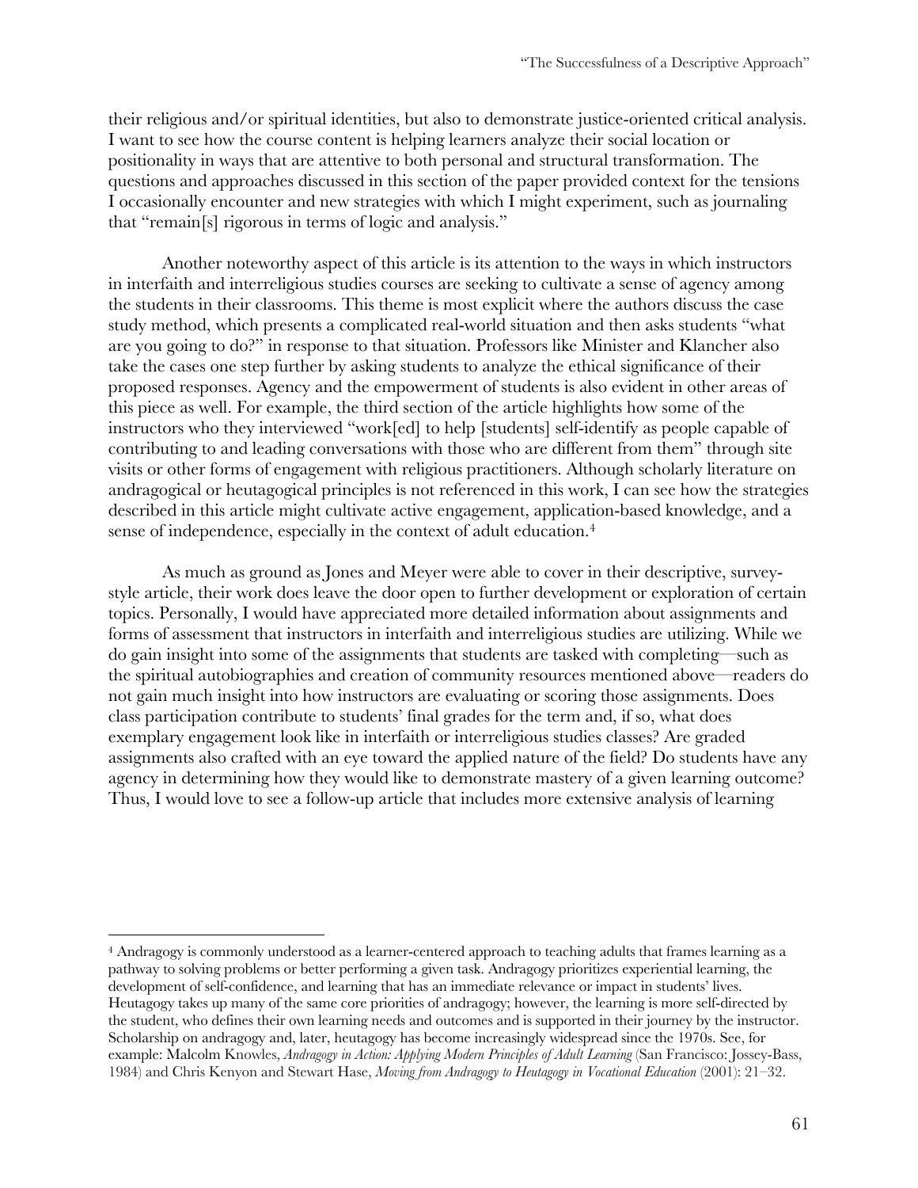their religious and/or spiritual identities, but also to demonstrate justice-oriented critical analysis. I want to see how the course content is helping learners analyze their social location or positionality in ways that are attentive to both personal and structural transformation. The questions and approaches discussed in this section of the paper provided context for the tensions I occasionally encounter and new strategies with which I might experiment, such as journaling that "remain[s] rigorous in terms of logic and analysis."

Another noteworthy aspect of this article is its attention to the ways in which instructors in interfaith and interreligious studies courses are seeking to cultivate a sense of agency among the students in their classrooms. This theme is most explicit where the authors discuss the case study method, which presents a complicated real-world situation and then asks students "what are you going to do?" in response to that situation. Professors like Minister and Klancher also take the cases one step further by asking students to analyze the ethical significance of their proposed responses. Agency and the empowerment of students is also evident in other areas of this piece as well. For example, the third section of the article highlights how some of the instructors who they interviewed "work[ed] to help [students] self-identify as people capable of contributing to and leading conversations with those who are different from them" through site visits or other forms of engagement with religious practitioners. Although scholarly literature on andragogical or heutagogical principles is not referenced in this work, I can see how the strategies described in this article might cultivate active engagement, application-based knowledge, and a sense of independence, especially in the context of adult education.[4]

As much as ground as Jones and Meyer were able to cover in their descriptive, survey-style article, their work does leave the door open to further development or exploration of certain topics. Personally, I would have appreciated more detailed information about assignments and forms of assessment that instructors in interfaith and interreligious studies are utilizing. While we do gain insight into some of the assignments that students are tasked with completing—such as the spiritual autobiographies and creation of community resources mentioned above—readers do not gain much insight into how instructors are evaluating or scoring those assignments. Does class participation contribute to students' final grades for the term and, if so, what does exemplary engagement look like in interfaith or interreligious studies classes? Are graded assignments also crafted with an eye toward the applied nature of the field? Do students have any agency in determining how they would like to demonstrate mastery of a given learning outcome? Thus, I would love to see a follow-up article that includes more extensive analysis of learning

---

[4] Andragogy is commonly understood as a learner-centered approach to teaching adults that frames learning as a pathway to solving problems or better performing a given task. Andragogy prioritizes experiential learning, the development of self-confidence, and learning that has an immediate relevance or impact in students' lives. Heutagogy takes up many of the same core priorities of andragogy; however, the learning is more self-directed by the student, who defines their own learning needs and outcomes and is supported in their journey by the instructor. Scholarship on andragogy and, later, heutagogy has become increasingly widespread since the 1970s. See, for example: Malcolm Knowles, *Andragogy in Action: Applying Modern Principles of Adult Learning* (San Francisco: Jossey-Bass, 1984) and Chris Kenyon and Stewart Hase, *Moving from Andragogy to Heutagogy in Vocational Education* (2001): 21–32.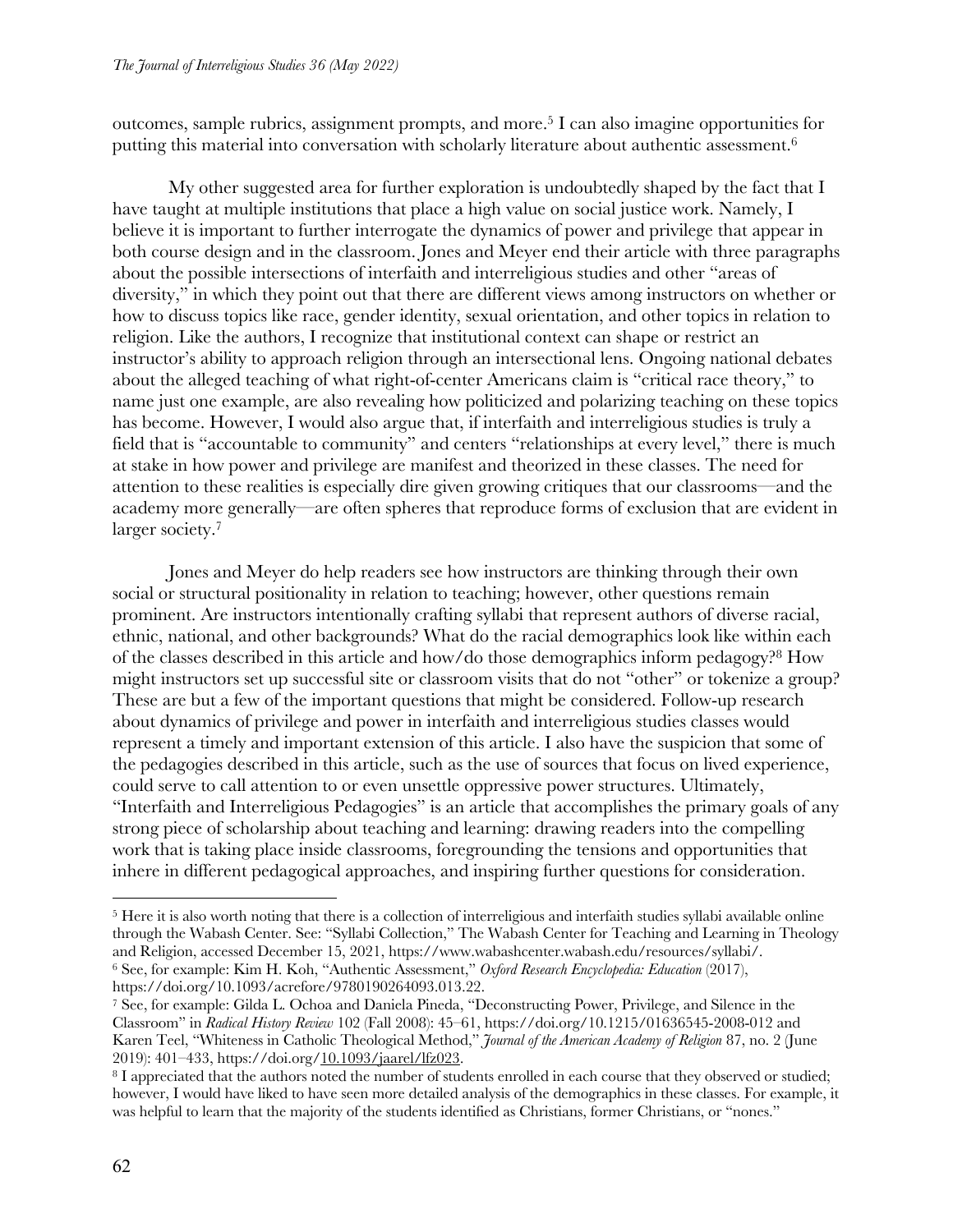outcomes, sample rubrics, assignment prompts, and more.[5] I can also imagine opportunities for putting this material into conversation with scholarly literature about authentic assessment.[6]

My other suggested area for further exploration is undoubtedly shaped by the fact that I have taught at multiple institutions that place a high value on social justice work. Namely, I believe it is important to further interrogate the dynamics of power and privilege that appear in both course design and in the classroom. Jones and Meyer end their article with three paragraphs about the possible intersections of interfaith and interreligious studies and other "areas of diversity," in which they point out that there are different views among instructors on whether or how to discuss topics like race, gender identity, sexual orientation, and other topics in relation to religion. Like the authors, I recognize that institutional context can shape or restrict an instructor's ability to approach religion through an intersectional lens. Ongoing national debates about the alleged teaching of what right-of-center Americans claim is "critical race theory," to name just one example, are also revealing how politicized and polarizing teaching on these topics has become. However, I would also argue that, if interfaith and interreligious studies is truly a field that is "accountable to community" and centers "relationships at every level," there is much at stake in how power and privilege are manifest and theorized in these classes. The need for attention to these realities is especially dire given growing critiques that our classrooms—and the academy more generally—are often spheres that reproduce forms of exclusion that are evident in larger society.[7]

Jones and Meyer do help readers see how instructors are thinking through their own social or structural positionality in relation to teaching; however, other questions remain prominent. Are instructors intentionally crafting syllabi that represent authors of diverse racial, ethnic, national, and other backgrounds? What do the racial demographics look like within each of the classes described in this article and how/do those demographics inform pedagogy?[8] How might instructors set up successful site or classroom visits that do not "other" or tokenize a group? These are but a few of the important questions that might be considered. Follow-up research about dynamics of privilege and power in interfaith and interreligious studies classes would represent a timely and important extension of this article. I also have the suspicion that some of the pedagogies described in this article, such as the use of sources that focus on lived experience, could serve to call attention to or even unsettle oppressive power structures. Ultimately, "Interfaith and Interreligious Pedagogies" is an article that accomplishes the primary goals of any strong piece of scholarship about teaching and learning: drawing readers into the compelling work that is taking place inside classrooms, foregrounding the tensions and opportunities that inhere in different pedagogical approaches, and inspiring further questions for consideration.

---

[5] Here it is also worth noting that there is a collection of interreligious and interfaith studies syllabi available online through the Wabash Center. See: "Syllabi Collection," The Wabash Center for Teaching and Learning in Theology and Religion, accessed December 15, 2021, https://www.wabashcenter.wabash.edu/resources/syllabi/.

[6] See, for example: Kim H. Koh, "Authentic Assessment," *Oxford Research Encyclopedia: Education* (2017), https://doi.org/10.1093/acrefore/9780190264093.013.22.

[7] See, for example: Gilda L. Ochoa and Daniela Pineda, "Deconstructing Power, Privilege, and Silence in the Classroom" in *Radical History Review* 102 (Fall 2008): 45–61, https://doi.org/10.1215/01636545-2008-012 and Karen Teel, "Whiteness in Catholic Theological Method," *Journal of the American Academy of Religion* 87, no. 2 (June 2019): 401–433, https://doi.org/10.1093/jaarel/lfz023.

[8] I appreciated that the authors noted the number of students enrolled in each course that they observed or studied; however, I would have liked to have seen more detailed analysis of the demographics in these classes. For example, it was helpful to learn that the majority of the students identified as Christians, former Christians, or "nones."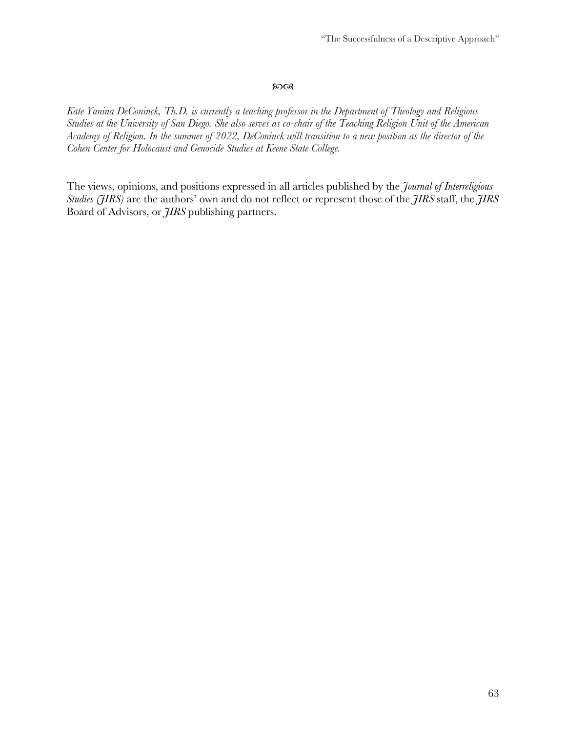࿇

*Kate Yanina DeConinck, Th.D. is currently a teaching professor in the Department of Theology and Religious Studies at the University of San Diego. She also serves as co-chair of the Teaching Religion Unit of the American Academy of Religion. In the summer of 2022, DeConinck will transition to a new position as the director of the Cohen Center for Holocaust and Genocide Studies at Keene State College.*

The views, opinions, and positions expressed in all articles published by the *Journal of Interreligious Studies (JIRS)* are the authors' own and do not reflect or represent those of the *JIRS* staff, the *JIRS* Board of Advisors, or *JIRS* publishing partners.